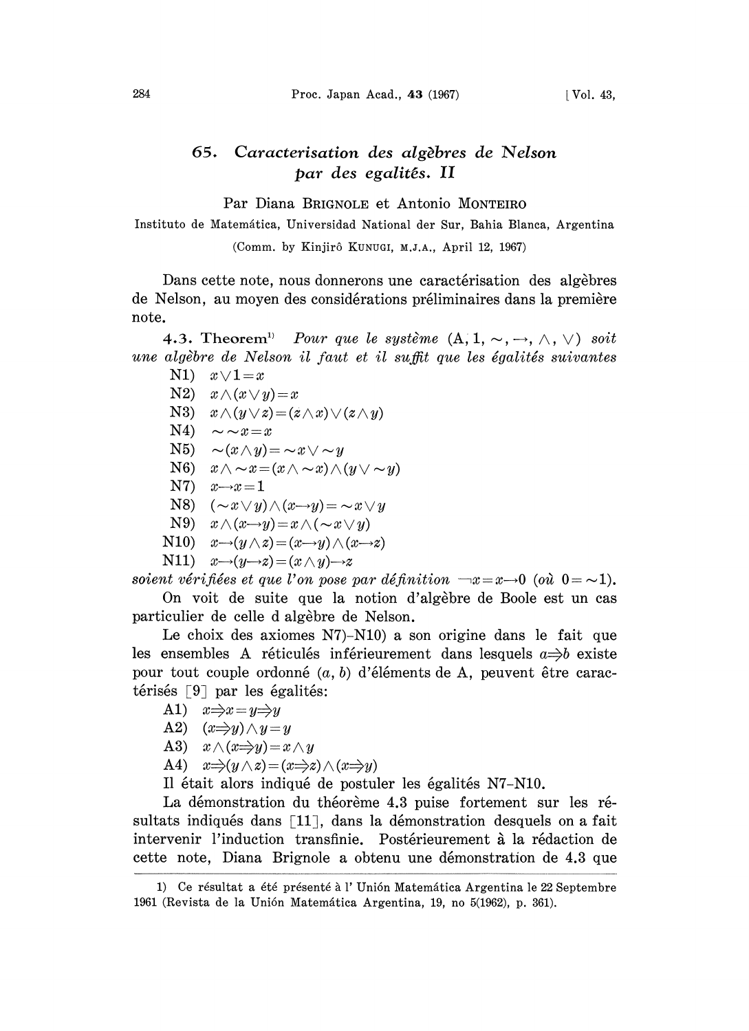# 65. Caracterisation des algèbres de Nelson par des egalités. II

Par Diana BRIGNOLE et Antonio MONTEIRO

Instituto de Matemática, Universidad National der Sur, Bahia Blanca, Argentina

(Comm. by Kinjirô KUNUGI, M.J.A., April 12, 1967)

Dans cette note, nous donnerons une caractérisation des algèbres de Nelson, au moyen des considérations préliminaires dans la première note.

**4.3. Theorem**[1] *Pour que le système* $(A, 1, \sim, \rightarrow, \wedge, \vee)$ *soit une algèbre de Nelson il faut et il suffit que les égalités suivantes*

N1) $x \vee 1 = x$

N2) $x \wedge (x \vee y) = x$

N3) $x \wedge (y \vee z) = (z \wedge x) \vee (z \wedge y)$

N4) $\sim \sim x = x$

N5) $\sim (x \wedge y) = \sim x \vee \sim y$

N6) $x \wedge \sim x = (x \wedge \sim x) \wedge (y \vee \sim y)$

N7) $x \rightarrow x = 1$

N8) $(\sim x \vee y) \wedge (x \rightarrow y) = \sim x \vee y$

N9) $x \wedge (x \rightarrow y) = x \wedge (\sim x \vee y)$

N10) $x \rightarrow (y \wedge z) = (x \rightarrow y) \wedge (x \rightarrow z)$

N11) $x \rightarrow (y \rightarrow z) = (x \wedge y) \rightarrow z$

*soient vérifiées et que l'on pose par définition* $\neg x = x \rightarrow 0$ *(où* $0 = \sim 1$*).*

On voit de suite que la notion d'algèbre de Boole est un cas particulier de celle d algèbre de Nelson.

Le choix des axiomes N7)–N10) a son origine dans le fait que les ensembles A réticulés inférieurement dans lesquels $a \Rightarrow b$ existe pour tout couple ordonné $(a, b)$ d'éléments de A, peuvent être caractérisés [9] par les égalités:

A1) $x \Rightarrow x = y \Rightarrow y$

A2) $(x \Rightarrow y) \wedge y = y$

A3) $x \wedge (x \Rightarrow y) = x \wedge y$

A4) $x \Rightarrow (y \wedge z) = (x \Rightarrow z) \wedge (x \Rightarrow y)$

Il était alors indiqué de postuler les égalités N7–N10.

La démonstration du théorème 4.3 puise fortement sur les résultats indiqués dans [11], dans la démonstration desquels on a fait intervenir l'induction transfinie. Postérieurement à la rédaction de cette note, Diana Brignole a obtenu une démonstration de 4.3 que

---

1) Ce résultat a été présenté à l' Unión Matemática Argentina le 22 Septembre 1961 (Revista de la Unión Matemática Argentina, 19, no 5(1962), p. 361).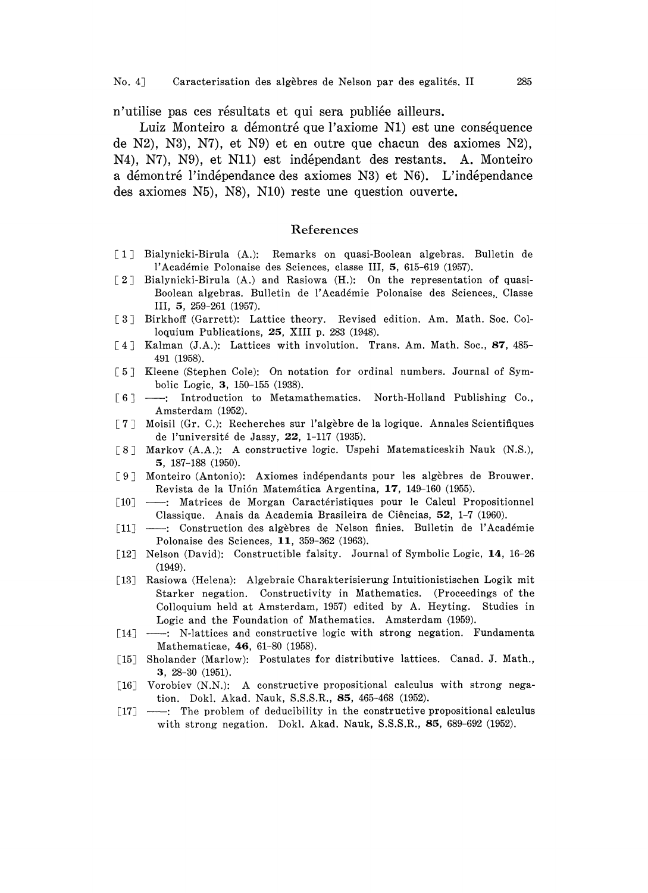n'utilise pas ces résultats et qui sera publiée ailleurs.

Luiz Monteiro a démontré que l'axiome N1) est une conséquence de N2), N3), N7), et N9) et en outre que chacun des axiomes N2), N4), N7), N9), et N11) est indépendant des restants. A. Monteiro a démontré l'indépendance des axiomes N3) et N6). L'indépendance des axiomes N5), N8), N10) reste une question ouverte.

## References

[1] Bialynicki-Birula (A.): Remarks on quasi-Boolean algebras. Bulletin de l'Académie Polonaise des Sciences, classe III, **5**, 615–619 (1957).

[2] Bialynicki-Birula (A.) and Rasiowa (H.): On the representation of quasi-Boolean algebras. Bulletin de l'Académie Polonaise des Sciences, Classe III, **5**, 259–261 (1957).

[3] Birkhoff (Garrett): Lattice theory. Revised edition. Am. Math. Soc. Colloquium Publications, **25**, XIII p. 283 (1948).

[4] Kalman (J.A.): Lattices with involution. Trans. Am. Math. Soc., **87**, 485–491 (1958).

[5] Kleene (Stephen Cole): On notation for ordinal numbers. Journal of Symbolic Logic, **3**, 150–155 (1938).

[6] ——: Introduction to Metamathematics. North-Holland Publishing Co., Amsterdam (1952).

[7] Moisil (Gr. C.): Recherches sur l'algèbre de la logique. Annales Scientifiques de l'université de Jassy, **22**, 1–117 (1935).

[8] Markov (A.A.): A constructive logic. Uspehi Matematiceskih Nauk (N.S.), **5**, 187–188 (1950).

[9] Monteiro (Antonio): Axiomes indépendants pour les algèbres de Brouwer. Revista de la Unión Matemática Argentina, **17**, 149–160 (1955).

[10] ——: Matrices de Morgan Caractéristiques pour le Calcul Propositionnel Classique. Anais da Academia Brasileira de Ciências, **52**, 1–7 (1960).

[11] ——: Construction des algèbres de Nelson finies. Bulletin de l'Académie Polonaise des Sciences, **11**, 359–362 (1963).

[12] Nelson (David): Constructible falsity. Journal of Symbolic Logic, **14**, 16–26 (1949).

[13] Rasiowa (Helena): Algebraic Charakterisierung Intuitionistischen Logik mit Starker negation. Constructivity in Mathematics. (Proceedings of the Colloquium held at Amsterdam, 1957) edited by A. Heyting. Studies in Logic and the Foundation of Mathematics. Amsterdam (1959).

[14] ——: N-lattices and constructive logic with strong negation. Fundamenta Mathematicae, **46**, 61–80 (1958).

[15] Sholander (Marlow): Postulates for distributive lattices. Canad. J. Math., **3**, 28–30 (1951).

[16] Vorobiev (N.N.): A constructive propositional calculus with strong negation. Dokl. Akad. Nauk, S.S.S.R., **85**, 465–468 (1952).

[17] ——: The problem of deducibility in the constructive propositional calculus with strong negation. Dokl. Akad. Nauk, S.S.S.R., **85**, 689–692 (1952).